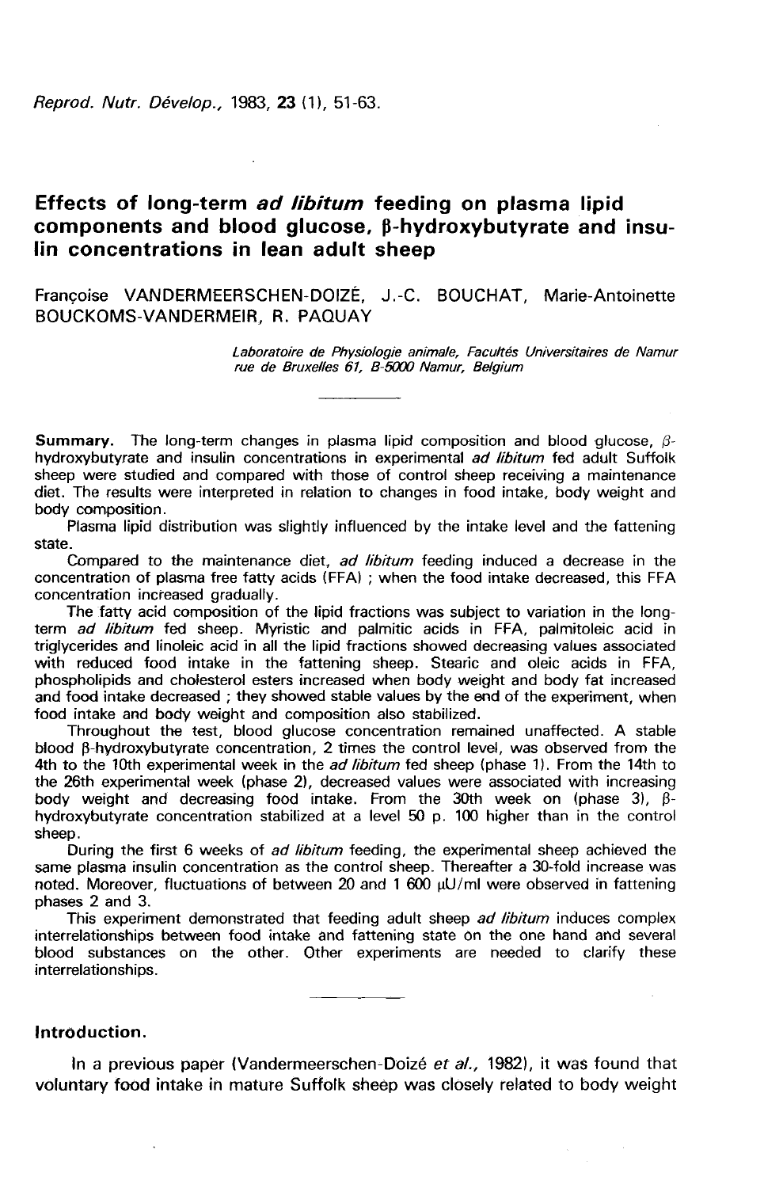# Effects of long-term *ad libitum* feeding on plasma lipid components and blood glucose, β-hydroxybutyrate and insulin concentrations in lean adult sheep

Françoise VANDERMEERSCHEN-DOIZÉ, J.-C. BOUCHAT, Marie-Antoinette BOUCKOMS-VANDERMEIR, R. PAQUAY

*Laboratoire de Physiologie animale, Facultés Universitaires de Namur rue de Bruxelles 61, B-5000 Namur, Belgium*

**Summary.** The long-term changes in plasma lipid composition and blood glucose, β-hydroxybutyrate and insulin concentrations in experimental *ad libitum* fed adult Suffolk sheep were studied and compared with those of control sheep receiving a maintenance diet. The results were interpreted in relation to changes in food intake, body weight and body composition.

Plasma lipid distribution was slightly influenced by the intake level and the fattening state.

Compared to the maintenance diet, *ad libitum* feeding induced a decrease in the concentration of plasma free fatty acids (FFA) ; when the food intake decreased, this FFA concentration increased gradually.

The fatty acid composition of the lipid fractions was subject to variation in the long-term *ad libitum* fed sheep. Myristic and palmitic acids in FFA, palmitoleic acid in triglycerides and linoleic acid in all the lipid fractions showed decreasing values associated with reduced food intake in the fattening sheep. Stearic and oleic acids in FFA, phospholipids and cholesterol esters increased when body weight and body fat increased and food intake decreased ; they showed stable values by the end of the experiment, when food intake and body weight and composition also stabilized.

Throughout the test, blood glucose concentration remained unaffected. A stable blood β-hydroxybutyrate concentration, 2 times the control level, was observed from the 4th to the 10th experimental week in the *ad libitum* fed sheep (phase 1). From the 14th to the 26th experimental week (phase 2), decreased values were associated with increasing body weight and decreasing food intake. From the 30th week on (phase 3), β-hydroxybutyrate concentration stabilized at a level 50 p. 100 higher than in the control sheep.

During the first 6 weeks of *ad libitum* feeding, the experimental sheep achieved the same plasma insulin concentration as the control sheep. Thereafter a 30-fold increase was noted. Moreover, fluctuations of between 20 and 1 600 μU/ml were observed in fattening phases 2 and 3.

This experiment demonstrated that feeding adult sheep *ad libitum* induces complex interrelationships between food intake and fattening state on the one hand and several blood substances on the other. Other experiments are needed to clarify these interrelationships.

## Introduction.

In a previous paper (Vandermeerschen-Doizé *et al.*, 1982), it was found that voluntary food intake in mature Suffolk sheep was closely related to body weight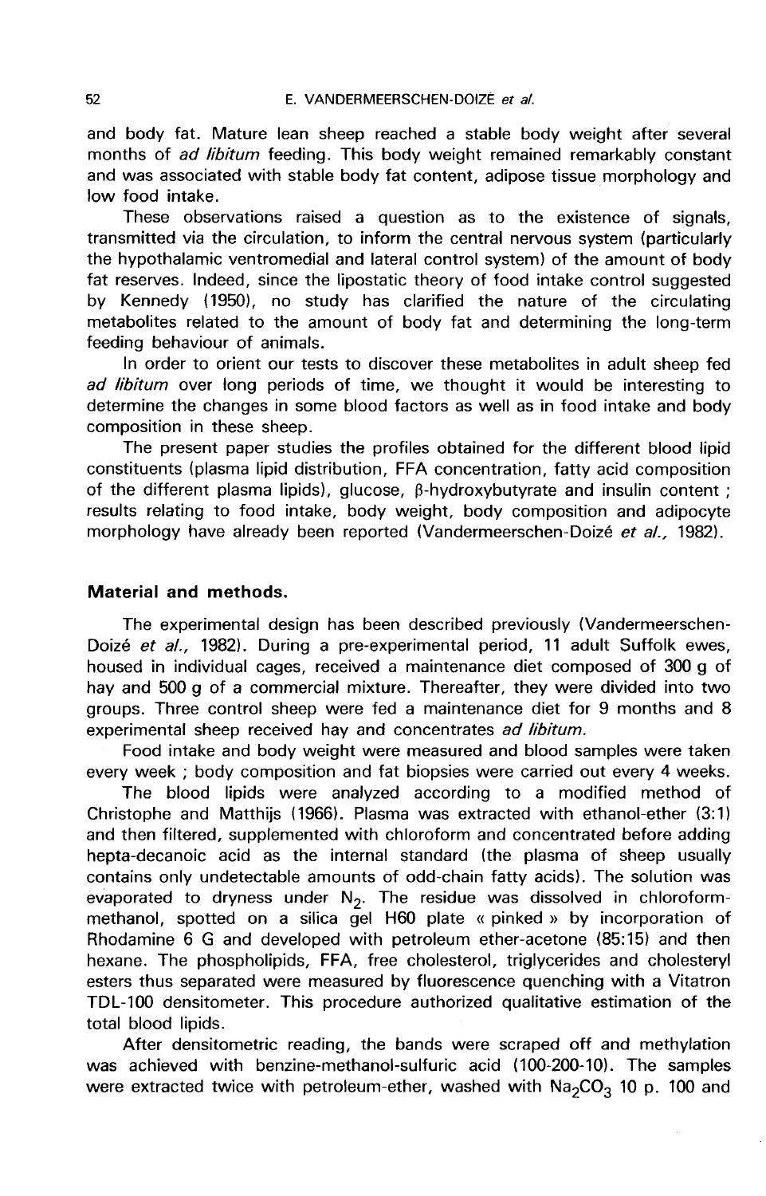and body fat. Mature lean sheep reached a stable body weight after several months of *ad libitum* feeding. This body weight remained remarkably constant and was associated with stable body fat content, adipose tissue morphology and low food intake.

These observations raised a question as to the existence of signals, transmitted via the circulation, to inform the central nervous system (particularly the hypothalamic ventromedial and lateral control system) of the amount of body fat reserves. Indeed, since the lipostatic theory of food intake control suggested by Kennedy (1950), no study has clarified the nature of the circulating metabolites related to the amount of body fat and determining the long-term feeding behaviour of animals.

In order to orient our tests to discover these metabolites in adult sheep fed *ad libitum* over long periods of time, we thought it would be interesting to determine the changes in some blood factors as well as in food intake and body composition in these sheep.

The present paper studies the profiles obtained for the different blood lipid constituents (plasma lipid distribution, FFA concentration, fatty acid composition of the different plasma lipids), glucose, β-hydroxybutyrate and insulin content ; results relating to food intake, body weight, body composition and adipocyte morphology have already been reported (Vandermeerschen-Doizé *et al.*, 1982).

## Material and methods.

The experimental design has been described previously (Vandermeerschen-Doizé *et al.*, 1982). During a pre-experimental period, 11 adult Suffolk ewes, housed in individual cages, received a maintenance diet composed of 300 g of hay and 500 g of a commercial mixture. Thereafter, they were divided into two groups. Three control sheep were fed a maintenance diet for 9 months and 8 experimental sheep received hay and concentrates *ad libitum*.

Food intake and body weight were measured and blood samples were taken every week ; body composition and fat biopsies were carried out every 4 weeks.

The blood lipids were analyzed according to a modified method of Christophe and Matthijs (1966). Plasma was extracted with ethanol-ether (3:1) and then filtered, supplemented with chloroform and concentrated before adding hepta-decanoic acid as the internal standard (the plasma of sheep usually contains only undetectable amounts of odd-chain fatty acids). The solution was evaporated to dryness under $N_2$. The residue was dissolved in chloroform-methanol, spotted on a silica gel H60 plate « pinked » by incorporation of Rhodamine 6 G and developed with petroleum ether-acetone (85:15) and then hexane. The phospholipids, FFA, free cholesterol, triglycerides and cholesteryl esters thus separated were measured by fluorescence quenching with a Vitatron TDL-100 densitometer. This procedure authorized qualitative estimation of the total blood lipids.

After densitometric reading, the bands were scraped off and methylation was achieved with benzine-methanol-sulfuric acid (100-200-10). The samples were extracted twice with petroleum-ether, washed with $Na_2CO_3$ 10 p. 100 and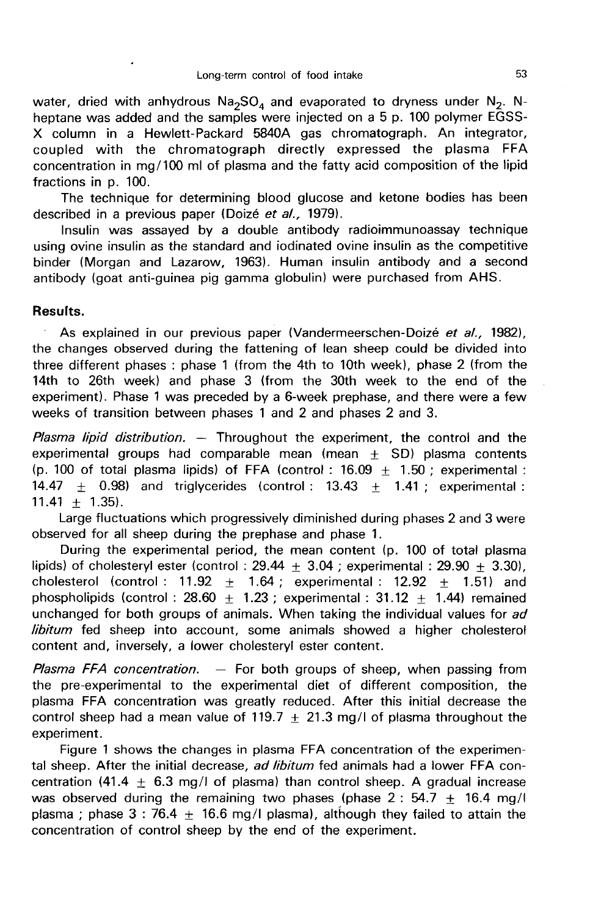water, dried with anhydrous $Na_2SO_4$ and evaporated to dryness under $N_2$. N-heptane was added and the samples were injected on a 5 p. 100 polymer EGSS-X column in a Hewlett-Packard 5840A gas chromatograph. An integrator, coupled with the chromatograph directly expressed the plasma FFA concentration in mg/100 ml of plasma and the fatty acid composition of the lipid fractions in p. 100.

The technique for determining blood glucose and ketone bodies has been described in a previous paper (Doizé *et al.,* 1979).

Insulin was assayed by a double antibody radioimmunoassay technique using ovine insulin as the standard and iodinated ovine insulin as the competitive binder (Morgan and Lazarow, 1963). Human insulin antibody and a second antibody (goat anti-guinea pig gamma globulin) were purchased from AHS.

## Results.

As explained in our previous paper (Vandermeerschen-Doizé *et al.,* 1982), the changes observed during the fattening of lean sheep could be divided into three different phases : phase 1 (from the 4th to 10th week), phase 2 (from the 14th to 26th week) and phase 3 (from the 30th week to the end of the experiment). Phase 1 was preceded by a 6-week prephase, and there were a few weeks of transition between phases 1 and 2 and phases 2 and 3.

*Plasma lipid distribution.* — Throughout the experiment, the control and the experimental groups had comparable mean (mean $\pm$ SD) plasma contents (p. 100 of total plasma lipids) of FFA (control : 16.09 $\pm$ 1.50 ; experimental : 14.47 $\pm$ 0.98) and triglycerides (control : 13.43 $\pm$ 1.41 ; experimental : 11.41 $\pm$ 1.35).

Large fluctuations which progressively diminished during phases 2 and 3 were observed for all sheep during the prephase and phase 1.

During the experimental period, the mean content (p. 100 of total plasma lipids) of cholesteryl ester (control : 29.44 $\pm$ 3.04 ; experimental : 29.90 $\pm$ 3.30), cholesterol (control : 11.92 $\pm$ 1.64 ; experimental : 12.92 $\pm$ 1.51) and phospholipids (control : 28.60 $\pm$ 1.23 ; experimental : 31.12 $\pm$ 1.44) remained unchanged for both groups of animals. When taking the individual values for *ad libitum* fed sheep into account, some animals showed a higher cholesterol content and, inversely, a lower cholesteryl ester content.

*Plasma FFA concentration.* — For both groups of sheep, when passing from the pre-experimental to the experimental diet of different composition, the plasma FFA concentration was greatly reduced. After this initial decrease the control sheep had a mean value of 119.7 $\pm$ 21.3 mg/l of plasma throughout the experiment.

Figure 1 shows the changes in plasma FFA concentration of the experimental sheep. After the initial decrease, *ad libitum* fed animals had a lower FFA concentration (41.4 $\pm$ 6.3 mg/l of plasma) than control sheep. A gradual increase was observed during the remaining two phases (phase 2 : 54.7 $\pm$ 16.4 mg/l plasma ; phase 3 : 76.4 $\pm$ 16.6 mg/l plasma), although they failed to attain the concentration of control sheep by the end of the experiment.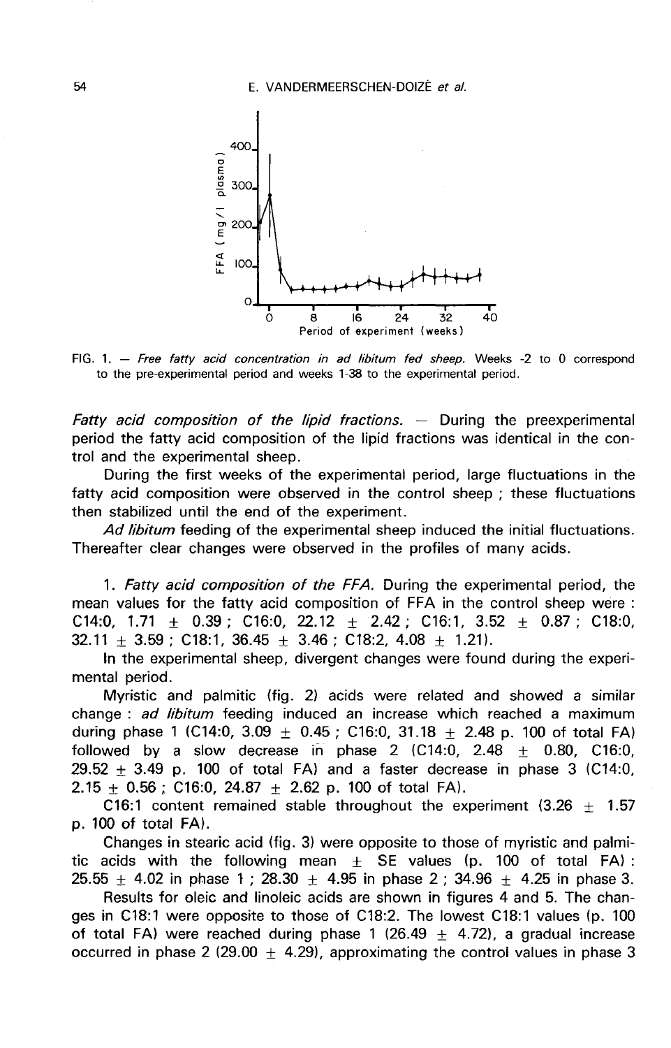FIG. 1. — *Free fatty acid concentration in ad libitum fed sheep.* Weeks -2 to 0 correspond to the pre-experimental period and weeks 1-38 to the experimental period.

*Fatty acid composition of the lipid fractions.* — During the preexperimental period the fatty acid composition of the lipid fractions was identical in the control and the experimental sheep.

During the first weeks of the experimental period, large fluctuations in the fatty acid composition were observed in the control sheep ; these fluctuations then stabilized until the end of the experiment.

*Ad libitum* feeding of the experimental sheep induced the initial fluctuations. Thereafter clear changes were observed in the profiles of many acids.

1. *Fatty acid composition of the FFA.* During the experimental period, the mean values for the fatty acid composition of FFA in the control sheep were : C14:0, 1.71 $\pm$ 0.39 ; C16:0, 22.12 $\pm$ 2.42 ; C16:1, 3.52 $\pm$ 0.87 ; C18:0, 32.11 $\pm$ 3.59 ; C18:1, 36.45 $\pm$ 3.46 ; C18:2, 4.08 $\pm$ 1.21).

In the experimental sheep, divergent changes were found during the experimental period.

Myristic and palmitic (fig. 2) acids were related and showed a similar change : *ad libitum* feeding induced an increase which reached a maximum during phase 1 (C14:0, 3.09 $\pm$ 0.45 ; C16:0, 31.18 $\pm$ 2.48 p. 100 of total FA) followed by a slow decrease in phase 2 (C14:0, 2.48 $\pm$ 0.80, C16:0, 29.52 $\pm$ 3.49 p. 100 of total FA) and a faster decrease in phase 3 (C14:0, 2.15 $\pm$ 0.56 ; C16:0, 24.87 $\pm$ 2.62 p. 100 of total FA).

C16:1 content remained stable throughout the experiment (3.26 $\pm$ 1.57 p. 100 of total FA).

Changes in stearic acid (fig. 3) were opposite to those of myristic and palmitic acids with the following mean $\pm$ SE values (p. 100 of total FA) : 25.55 $\pm$ 4.02 in phase 1 ; 28.30 $\pm$ 4.95 in phase 2 ; 34.96 $\pm$ 4.25 in phase 3.

Results for oleic and linoleic acids are shown in figures 4 and 5. The changes in C18:1 were opposite to those of C18:2. The lowest C18:1 values (p. 100 of total FA) were reached during phase 1 (26.49 $\pm$ 4.72), a gradual increase occurred in phase 2 (29.00 $\pm$ 4.29), approximating the control values in phase 3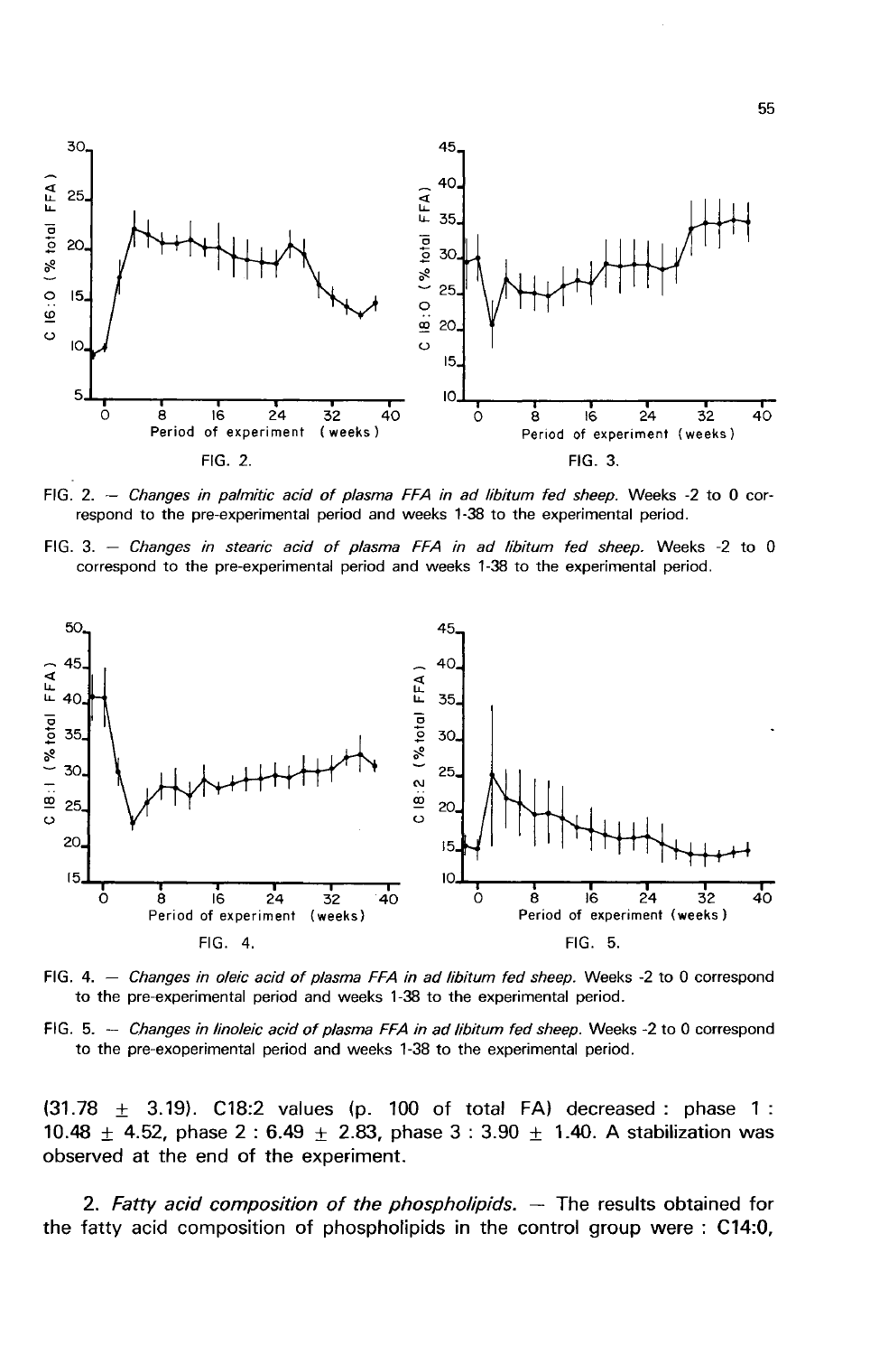FIG. 2. — *Changes in palmitic acid of plasma FFA in ad libitum fed sheep.* Weeks -2 to 0 correspond to the pre-experimental period and weeks 1-38 to the experimental period.

FIG. 3. — *Changes in stearic acid of plasma FFA in ad libitum fed sheep.* Weeks -2 to 0 correspond to the pre-experimental period and weeks 1-38 to the experimental period.

FIG. 4. — *Changes in oleic acid of plasma FFA in ad libitum fed sheep.* Weeks -2 to 0 correspond to the pre-experimental period and weeks 1-38 to the experimental period.

FIG. 5. — *Changes in linoleic acid of plasma FFA in ad libitum fed sheep.* Weeks -2 to 0 correspond to the pre-exoperimental period and weeks 1-38 to the experimental period.

(31.78 $\pm$ 3.19). C18:2 values (p. 100 of total FA) decreased : phase 1 : 10.48 $\pm$ 4.52, phase 2 : 6.49 $\pm$ 2.83, phase 3 : 3.90 $\pm$ 1.40. A stabilization was observed at the end of the experiment.

2. *Fatty acid composition of the phospholipids.* — The results obtained for the fatty acid composition of phospholipids in the control group were : **C14:0,**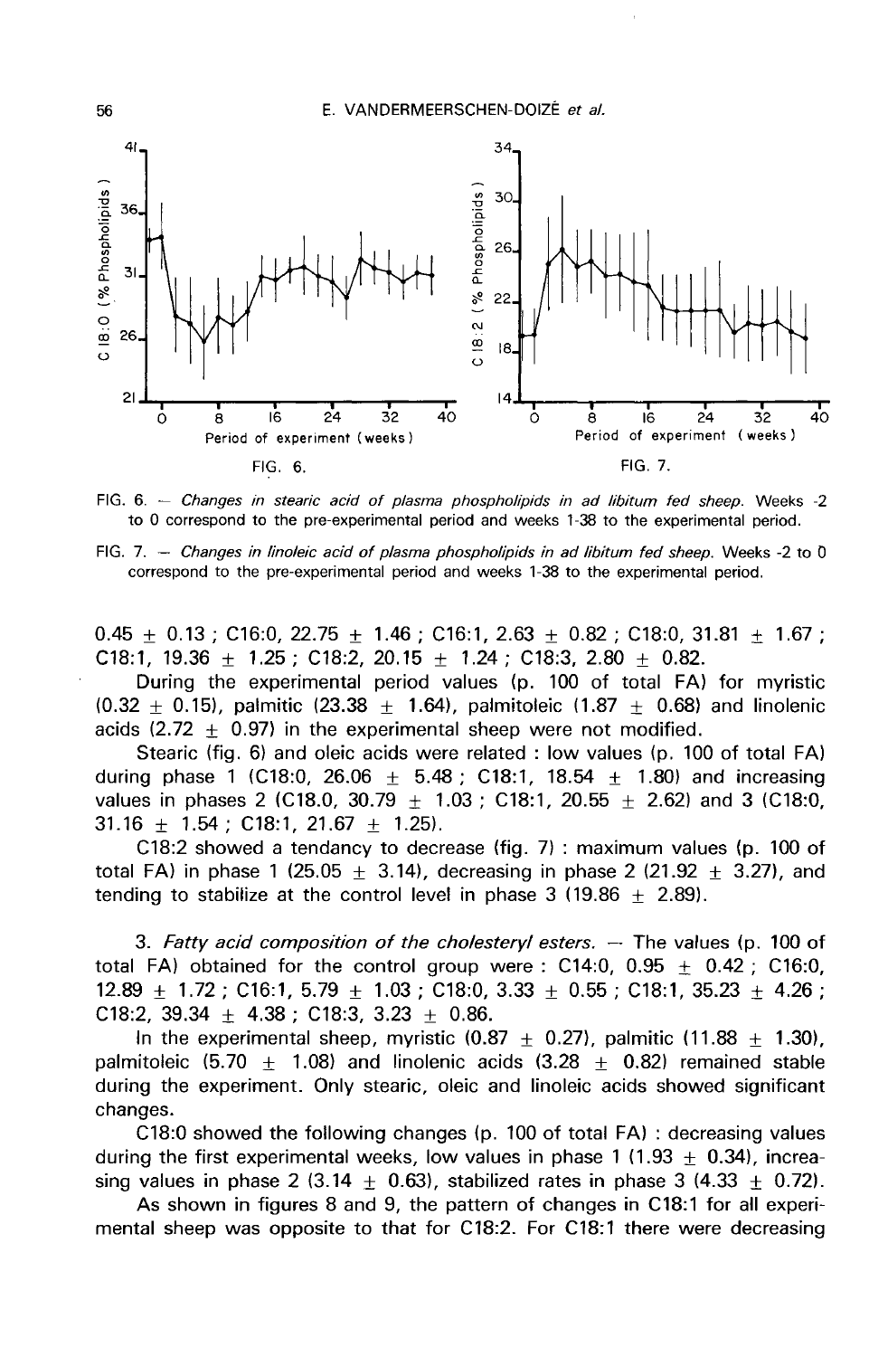FIG. 6. — *Changes in stearic acid of plasma phospholipids in ad libitum fed sheep.* Weeks -2 to 0 correspond to the pre-experimental period and weeks 1-38 to the experimental period.

FIG. 7. — *Changes in linoleic acid of plasma phospholipids in ad libitum fed sheep.* Weeks -2 to 0 correspond to the pre-experimental period and weeks 1-38 to the experimental period.

0.45 ± 0.13 ; C16:0, 22.75 ± 1.46 ; C16:1, 2.63 ± 0.82 ; C18:0, 31.81 ± 1.67 ; C18:1, 19.36 ± 1.25 ; C18:2, 20.15 ± 1.24 ; C18:3, 2.80 ± 0.82.

During the experimental period values (p. 100 of total FA) for myristic (0.32 ± 0.15), palmitic (23.38 ± 1.64), palmitoleic (1.87 ± 0.68) and linolenic acids (2.72 ± 0.97) in the experimental sheep were not modified.

Stearic (fig. 6) and oleic acids were related : low values (p. 100 of total FA) during phase 1 (C18:0, 26.06 ± 5.48 ; C18:1, 18.54 ± 1.80) and increasing values in phases 2 (C18.0, 30.79 ± 1.03 ; C18:1, 20.55 ± 2.62) and 3 (C18:0, 31.16 ± 1.54 ; C18:1, 21.67 ± 1.25).

C18:2 showed a tendancy to decrease (fig. 7) : maximum values (p. 100 of total FA) in phase 1 (25.05 ± 3.14), decreasing in phase 2 (21.92 ± 3.27), and tending to stabilize at the control level in phase 3 (19.86 ± 2.89).

3. *Fatty acid composition of the cholesteryl esters.* — The values (p. 100 of total FA) obtained for the control group were : C14:0, 0.95 ± 0.42 ; C16:0, 12.89 ± 1.72 ; C16:1, 5.79 ± 1.03 ; C18:0, 3.33 ± 0.55 ; C18:1, 35.23 ± 4.26 ; C18:2, 39.34 ± 4.38 ; C18:3, 3.23 ± 0.86.

In the experimental sheep, myristic (0.87 ± 0.27), palmitic (11.88 ± 1.30), palmitoleic (5.70 ± 1.08) and linolenic acids (3.28 ± 0.82) remained stable during the experiment. Only stearic, oleic and linoleic acids showed significant changes.

C18:0 showed the following changes (p. 100 of total FA) : decreasing values during the first experimental weeks, low values in phase 1 (1.93 ± 0.34), increasing values in phase 2 (3.14 ± 0.63), stabilized rates in phase 3 (4.33 ± 0.72).

As shown in figures 8 and 9, the pattern of changes in C18:1 for all experimental sheep was opposite to that for C18:2. For C18:1 there were decreasing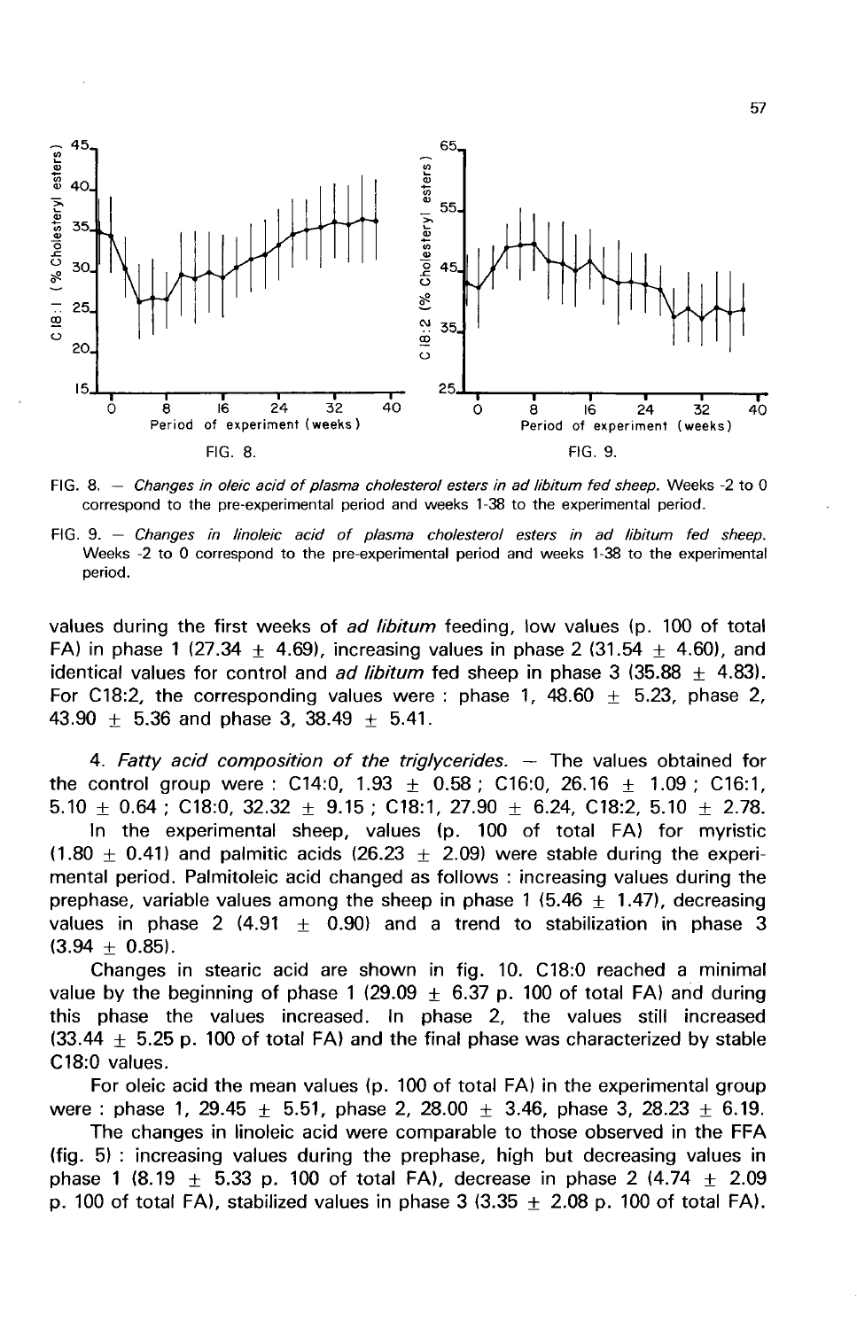FIG. 8. — *Changes in oleic acid of plasma cholesterol esters in ad libitum fed sheep.* Weeks -2 to 0 correspond to the pre-experimental period and weeks 1-38 to the experimental period.

FIG. 9. — *Changes in linoleic acid of plasma cholesterol esters in ad libitum fed sheep.* Weeks -2 to 0 correspond to the pre-experimental period and weeks 1-38 to the experimental period.

values during the first weeks of *ad libitum* feeding, low values (p. 100 of total FA) in phase 1 (27.34 ± 4.69), increasing values in phase 2 (31.54 ± 4.60), and identical values for control and *ad libitum* fed sheep in phase 3 (35.88 ± 4.83). For C18:2, the corresponding values were : phase 1, 48.60 ± 5.23, phase 2, 43.90 ± 5.36 and phase 3, 38.49 ± 5.41.

4. *Fatty acid composition of the triglycerides.* — The values obtained for the control group were : C14:0, 1.93 ± 0.58 ; C16:0, 26.16 ± 1.09 ; C16:1, 5.10 ± 0.64 ; C18:0, 32.32 ± 9.15 ; C18:1, 27.90 ± 6.24, C18:2, 5.10 ± 2.78.

In the experimental sheep, values (p. 100 of total FA) for myristic (1.80 ± 0.41) and palmitic acids (26.23 ± 2.09) were stable during the experimental period. Palmitoleic acid changed as follows : increasing values during the prephase, variable values among the sheep in phase 1 (5.46 ± 1.47), decreasing values in phase 2 (4.91 ± 0.90) and a trend to stabilization in phase 3 (3.94 ± 0.85).

Changes in stearic acid are shown in fig. 10. C18:0 reached a minimal value by the beginning of phase 1 (29.09 ± 6.37 p. 100 of total FA) and during this phase the values increased. In phase 2, the values still increased (33.44 ± 5.25 p. 100 of total FA) and the final phase was characterized by stable C18:0 values.

For oleic acid the mean values (p. 100 of total FA) in the experimental group were : phase 1, 29.45 ± 5.51, phase 2, 28.00 ± 3.46, phase 3, 28.23 ± 6.19.

The changes in linoleic acid were comparable to those observed in the FFA (fig. 5) : increasing values during the prephase, high but decreasing values in phase 1 (8.19 ± 5.33 p. 100 of total FA), decrease in phase 2 (4.74 ± 2.09 p. 100 of total FA), stabilized values in phase 3 (3.35 ± 2.08 p. 100 of total FA).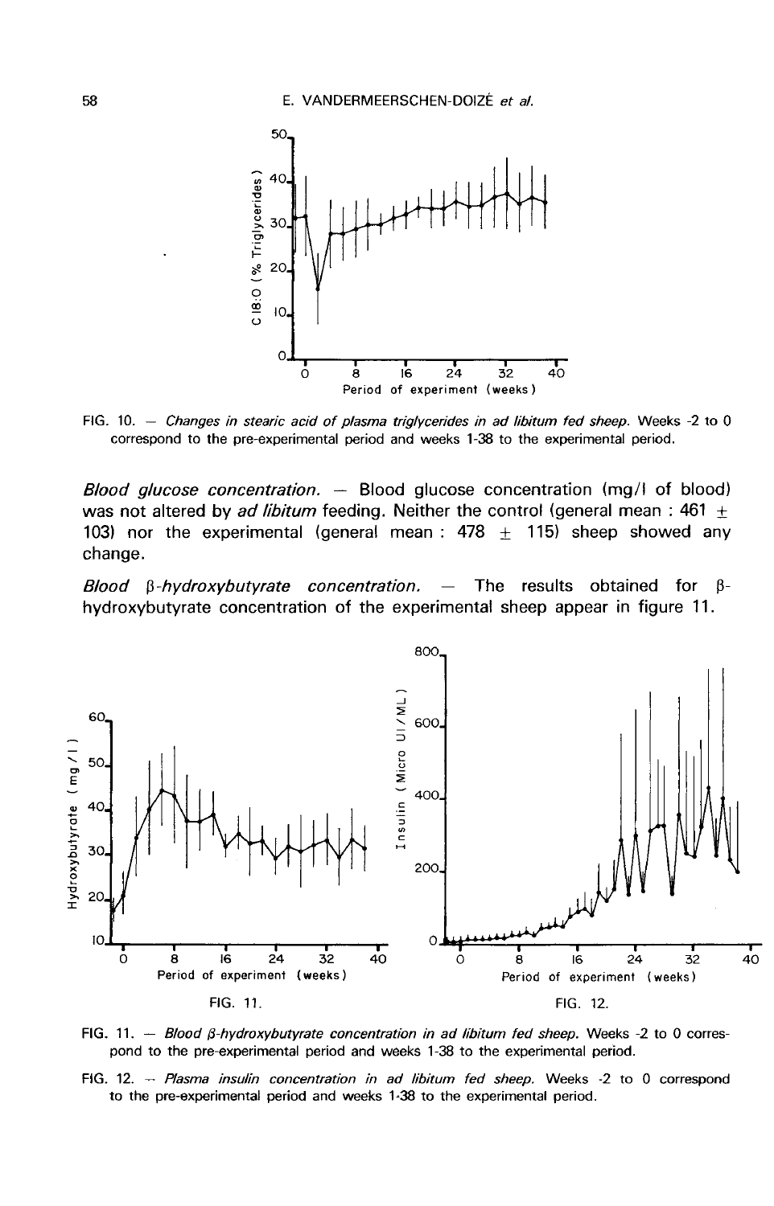FIG. 10. — *Changes in stearic acid of plasma triglycerides in ad libitum fed sheep.* Weeks -2 to 0 correspond to the pre-experimental period and weeks 1-38 to the experimental period.

*Blood glucose concentration.* — Blood glucose concentration (mg/l of blood) was not altered by *ad libitum* feeding. Neither the control (general mean : 461 ± 103) nor the experimental (general mean : 478 ± 115) sheep showed any change.

*Blood β-hydroxybutyrate concentration.* — The results obtained for β-hydroxybutyrate concentration of the experimental sheep appear in figure 11.

FIG. 11. — *Blood β-hydroxybutyrate concentration in ad libitum fed sheep.* Weeks -2 to 0 correspond to the pre-experimental period and weeks 1-38 to the experimental period.

FIG. 12. — *Plasma insulin concentration in ad libitum fed sheep.* Weeks -2 to 0 correspond to the pre-experimental period and weeks 1-38 to the experimental period.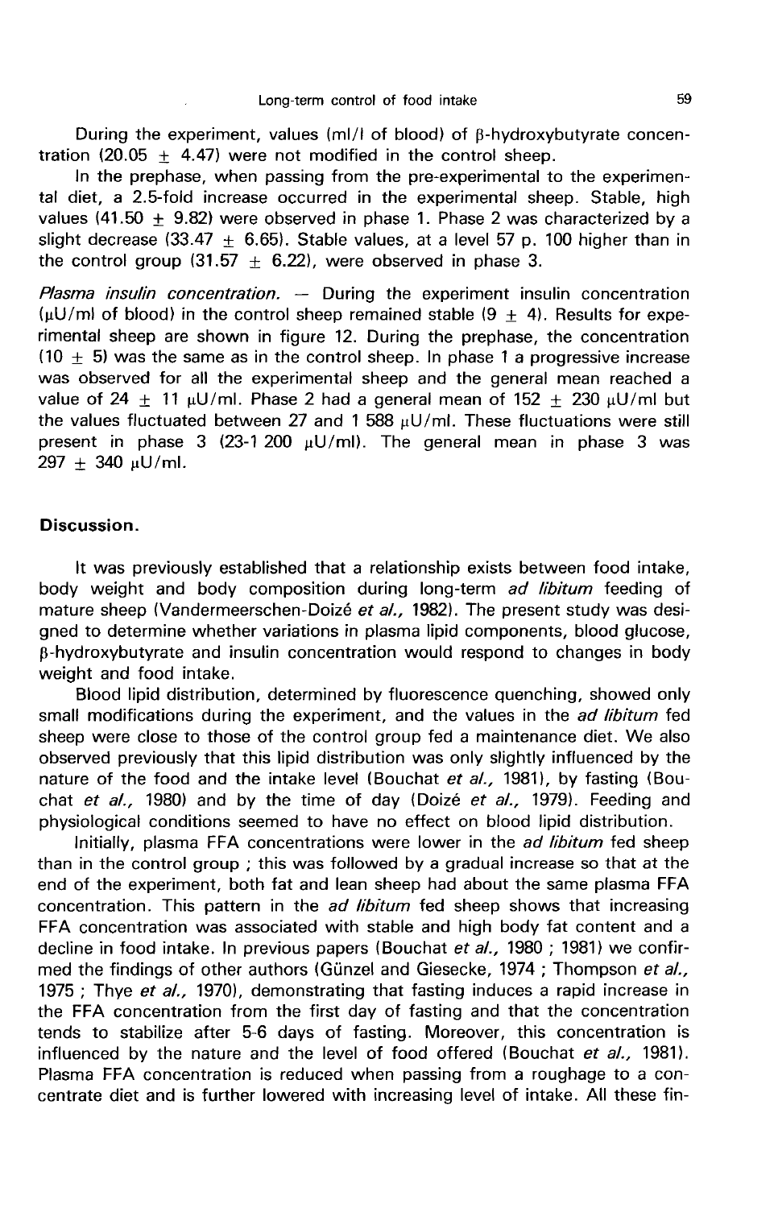During the experiment, values (ml/l of blood) of β-hydroxybutyrate concentration (20.05 ± 4.47) were not modified in the control sheep.

In the prephase, when passing from the pre-experimental to the experimental diet, a 2.5-fold increase occurred in the experimental sheep. Stable, high values (41.50 ± 9.82) were observed in phase 1. Phase 2 was characterized by a slight decrease (33.47 ± 6.65). Stable values, at a level 57 p. 100 higher than in the control group (31.57 ± 6.22), were observed in phase 3.

*Plasma insulin concentration.* — During the experiment insulin concentration (μU/ml of blood) in the control sheep remained stable (9 ± 4). Results for experimental sheep are shown in figure 12. During the prephase, the concentration (10 ± 5) was the same as in the control sheep. In phase 1 a progressive increase was observed for all the experimental sheep and the general mean reached a value of 24 ± 11 μU/ml. Phase 2 had a general mean of 152 ± 230 μU/ml but the values fluctuated between 27 and 1 588 μU/ml. These fluctuations were still present in phase 3 (23-1 200 μU/ml). The general mean in phase 3 was 297 ± 340 μU/ml.

## Discussion.

It was previously established that a relationship exists between food intake, body weight and body composition during long-term *ad libitum* feeding of mature sheep (Vandermeerschen-Doizé *et al.*, 1982). The present study was designed to determine whether variations in plasma lipid components, blood glucose, β-hydroxybutyrate and insulin concentration would respond to changes in body weight and food intake.

Blood lipid distribution, determined by fluorescence quenching, showed only small modifications during the experiment, and the values in the *ad libitum* fed sheep were close to those of the control group fed a maintenance diet. We also observed previously that this lipid distribution was only slightly influenced by the nature of the food and the intake level (Bouchat *et al.*, 1981), by fasting (Bouchat *et al.*, 1980) and by the time of day (Doizé *et al.*, 1979). Feeding and physiological conditions seemed to have no effect on blood lipid distribution.

Initially, plasma FFA concentrations were lower in the *ad libitum* fed sheep than in the control group ; this was followed by a gradual increase so that at the end of the experiment, both fat and lean sheep had about the same plasma FFA concentration. This pattern in the *ad libitum* fed sheep shows that increasing FFA concentration was associated with stable and high body fat content and a decline in food intake. In previous papers (Bouchat *et al.*, 1980 ; 1981) we confirmed the findings of other authors (Günzel and Giesecke, 1974 ; Thompson *et al.*, 1975 ; Thye *et al.*, 1970), demonstrating that fasting induces a rapid increase in the FFA concentration from the first day of fasting and that the concentration tends to stabilize after 5-6 days of fasting. Moreover, this concentration is influenced by the nature and the level of food offered (Bouchat *et al.*, 1981). Plasma FFA concentration is reduced when passing from a roughage to a concentrate diet and is further lowered with increasing level of intake. All these fin-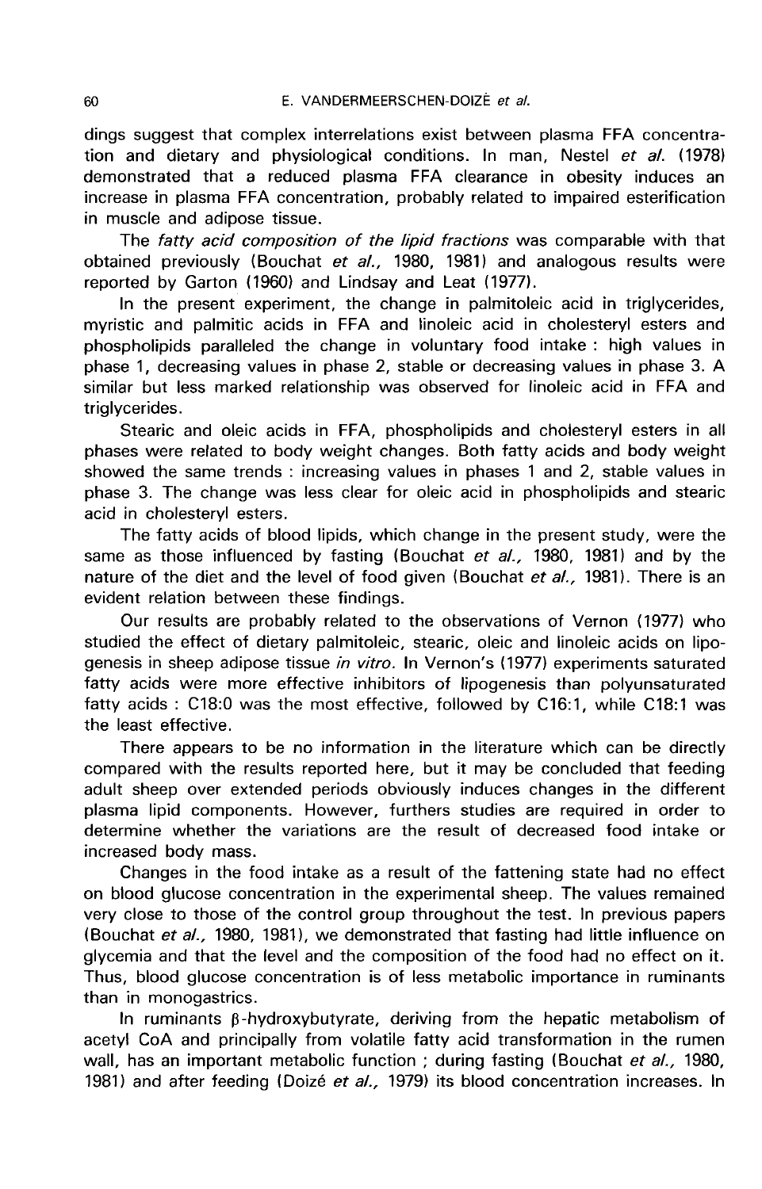dings suggest that complex interrelations exist between plasma FFA concentration and dietary and physiological conditions. In man, Nestel *et al.* (1978) demonstrated that a reduced plasma FFA clearance in obesity induces an increase in plasma FFA concentration, probably related to impaired esterification in muscle and adipose tissue.

The *fatty acid composition of the lipid fractions* was comparable with that obtained previously (Bouchat *et al.*, 1980, 1981) and analogous results were reported by Garton (1960) and Lindsay and Leat (1977).

In the present experiment, the change in palmitoleic acid in triglycerides, myristic and palmitic acids in FFA and linoleic acid in cholesteryl esters and phospholipids paralleled the change in voluntary food intake : high values in phase 1, decreasing values in phase 2, stable or decreasing values in phase 3. A similar but less marked relationship was observed for linoleic acid in FFA and triglycerides.

Stearic and oleic acids in FFA, phospholipids and cholesteryl esters in all phases were related to body weight changes. Both fatty acids and body weight showed the same trends : increasing values in phases 1 and 2, stable values in phase 3. The change was less clear for oleic acid in phospholipids and stearic acid in cholesteryl esters.

The fatty acids of blood lipids, which change in the present study, were the same as those influenced by fasting (Bouchat *et al.*, 1980, 1981) and by the nature of the diet and the level of food given (Bouchat *et al.*, 1981). There is an evident relation between these findings.

Our results are probably related to the observations of Vernon (1977) who studied the effect of dietary palmitoleic, stearic, oleic and linoleic acids on lipogenesis in sheep adipose tissue *in vitro*. In Vernon's (1977) experiments saturated fatty acids were more effective inhibitors of lipogenesis than polyunsaturated fatty acids : C18:0 was the most effective, followed by C16:1, while C18:1 was the least effective.

There appears to be no information in the literature which can be directly compared with the results reported here, but it may be concluded that feeding adult sheep over extended periods obviously induces changes in the different plasma lipid components. However, furthers studies are required in order to determine whether the variations are the result of decreased food intake or increased body mass.

Changes in the food intake as a result of the fattening state had no effect on blood glucose concentration in the experimental sheep. The values remained very close to those of the control group throughout the test. In previous papers (Bouchat *et al.*, 1980, 1981), we demonstrated that fasting had little influence on glycemia and that the level and the composition of the food had no effect on it. Thus, blood glucose concentration is of less metabolic importance in ruminants than in monogastrics.

In ruminants β-hydroxybutyrate, deriving from the hepatic metabolism of acetyl CoA and principally from volatile fatty acid transformation in the rumen wall, has an important metabolic function ; during fasting (Bouchat *et al.*, 1980, 1981) and after feeding (Doizé *et al.*, 1979) its blood concentration increases. In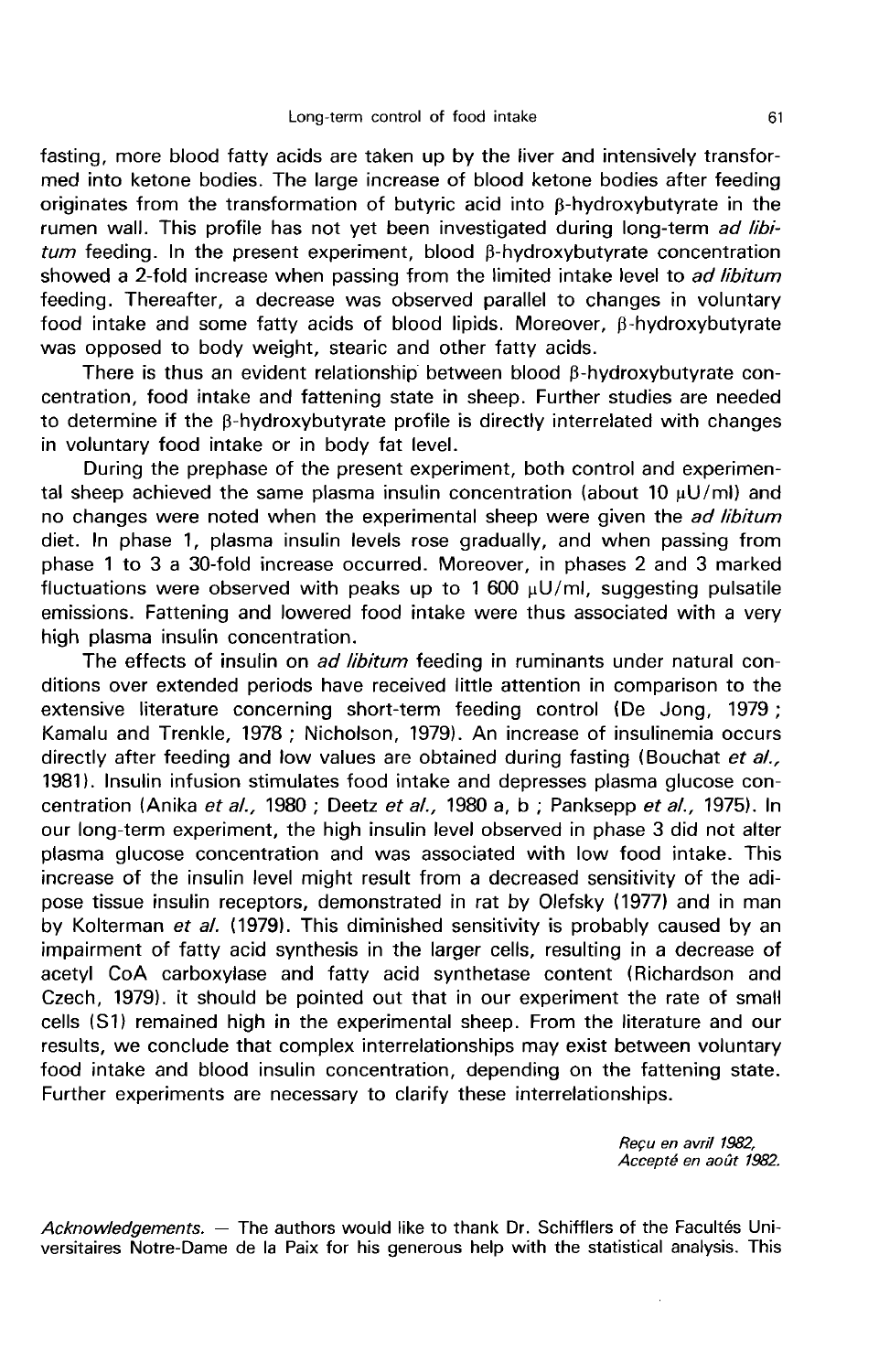fasting, more blood fatty acids are taken up by the liver and intensively transformed into ketone bodies. The large increase of blood ketone bodies after feeding originates from the transformation of butyric acid into β-hydroxybutyrate in the rumen wall. This profile has not yet been investigated during long-term *ad libitum* feeding. In the present experiment, blood β-hydroxybutyrate concentration showed a 2-fold increase when passing from the limited intake level to *ad libitum* feeding. Thereafter, a decrease was observed parallel to changes in voluntary food intake and some fatty acids of blood lipids. Moreover, β-hydroxybutyrate was opposed to body weight, stearic and other fatty acids.

There is thus an evident relationship between blood β-hydroxybutyrate concentration, food intake and fattening state in sheep. Further studies are needed to determine if the β-hydroxybutyrate profile is directly interrelated with changes in voluntary food intake or in body fat level.

During the prephase of the present experiment, both control and experimental sheep achieved the same plasma insulin concentration (about 10 μU/ml) and no changes were noted when the experimental sheep were given the *ad libitum* diet. In phase 1, plasma insulin levels rose gradually, and when passing from phase 1 to 3 a 30-fold increase occurred. Moreover, in phases 2 and 3 marked fluctuations were observed with peaks up to 1 600 μU/ml, suggesting pulsatile emissions. Fattening and lowered food intake were thus associated with a very high plasma insulin concentration.

The effects of insulin on *ad libitum* feeding in ruminants under natural conditions over extended periods have received little attention in comparison to the extensive literature concerning short-term feeding control (De Jong, 1979 ; Kamalu and Trenkle, 1978 ; Nicholson, 1979). An increase of insulinemia occurs directly after feeding and low values are obtained during fasting (Bouchat *et al.*, 1981). Insulin infusion stimulates food intake and depresses plasma glucose concentration (Anika *et al.*, 1980 ; Deetz *et al.*, 1980 a, b ; Panksepp *et al.*, 1975). In our long-term experiment, the high insulin level observed in phase 3 did not alter plasma glucose concentration and was associated with low food intake. This increase of the insulin level might result from a decreased sensitivity of the adipose tissue insulin receptors, demonstrated in rat by Olefsky (1977) and in man by Kolterman *et al.* (1979). This diminished sensitivity is probably caused by an impairment of fatty acid synthesis in the larger cells, resulting in a decrease of acetyl CoA carboxylase and fatty acid synthetase content (Richardson and Czech, 1979). it should be pointed out that in our experiment the rate of small cells (S1) remained high in the experimental sheep. From the literature and our results, we conclude that complex interrelationships may exist between voluntary food intake and blood insulin concentration, depending on the fattening state. Further experiments are necessary to clarify these interrelationships.

*Reçu en avril 1982,*
*Accepté en août 1982.*

*Acknowledgements.* — The authors would like to thank Dr. Schifflers of the Facultés Universitaires Notre-Dame de la Paix for his generous help with the statistical analysis. This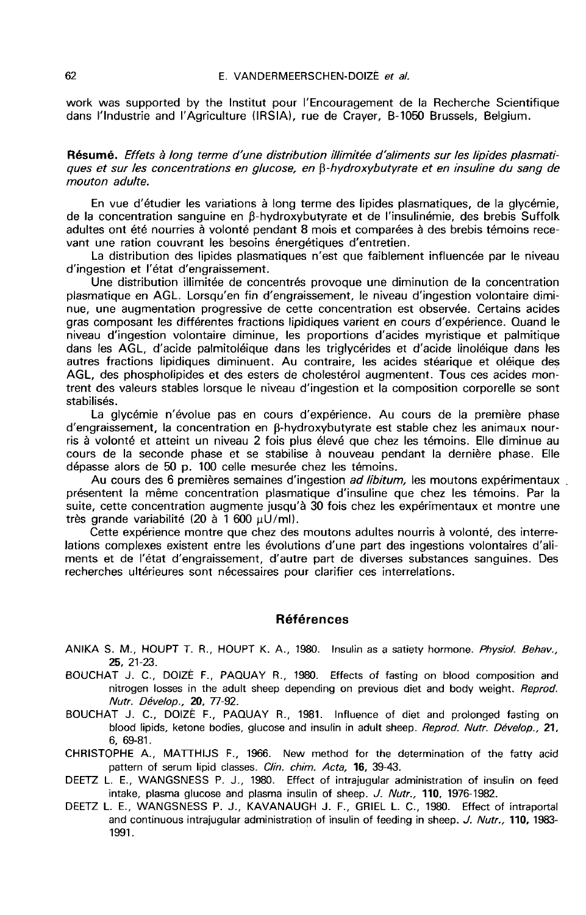work was supported by the Institut pour l'Encouragement de la Recherche Scientifique dans l'Industrie and l'Agriculture (IRSIA), rue de Crayer, B-1050 Brussels, Belgium.

**Résumé.** *Effets à long terme d'une distribution illimitée d'aliments sur les lipides plasmatiques et sur les concentrations en glucose, en β-hydroxybutyrate et en insuline du sang de mouton adulte.*

En vue d'étudier les variations à long terme des lipides plasmatiques, de la glycémie, de la concentration sanguine en β-hydroxybutyrate et de l'insulinémie, des brebis Suffolk adultes ont été nourries à volonté pendant 8 mois et comparées à des brebis témoins recevant une ration couvrant les besoins énergétiques d'entretien.

La distribution des lipides plasmatiques n'est que faiblement influencée par le niveau d'ingestion et l'état d'engraissement.

Une distribution illimitée de concentrés provoque une diminution de la concentration plasmatique en AGL. Lorsqu'en fin d'engraissement, le niveau d'ingestion volontaire diminue, une augmentation progressive de cette concentration est observée. Certains acides gras composant les différentes fractions lipidiques varient en cours d'expérience. Quand le niveau d'ingestion volontaire diminue, les proportions d'acides myristique et palmitique dans les AGL, d'acide palmitoléique dans les triglycérides et d'acide linoléique dans les autres fractions lipidiques diminuent. Au contraire, les acides stéarique et oléique des AGL, des phospholipides et des esters de cholestérol augmentent. Tous ces acides montrent des valeurs stables lorsque le niveau d'ingestion et la composition corporelle se sont stabilisés.

La glycémie n'évolue pas en cours d'expérience. Au cours de la première phase d'engraissement, la concentration en β-hydroxybutyrate est stable chez les animaux nourris à volonté et atteint un niveau 2 fois plus élevé que chez les témoins. Elle diminue au cours de la seconde phase et se stabilise à nouveau pendant la dernière phase. Elle dépasse alors de 50 p. 100 celle mesurée chez les témoins.

Au cours des 6 premières semaines d'ingestion *ad libitum,* les moutons expérimentaux présentent la même concentration plasmatique d'insuline que chez les témoins. Par la suite, cette concentration augmente jusqu'à 30 fois chez les expérimentaux et montre une très grande variabilité (20 à 1 600 μU/ml).

Cette expérience montre que chez des moutons adultes nourris à volonté, des interrelations complexes existent entre les évolutions d'une part des ingestions volontaires d'aliments et de l'état d'engraissement, d'autre part de diverses substances sanguines. Des recherches ultérieures sont nécessaires pour clarifier ces interrelations.

## Références

ANIKA S. M., HOUPT T. R., HOUPT K. A., 1980. Insulin as a satiety hormone. *Physiol. Behav.*, **25**, 21-23.

BOUCHAT J. C., DOIZÉ F., PAQUAY R., 1980. Effects of fasting on blood composition and nitrogen losses in the adult sheep depending on previous diet and body weight. *Reprod. Nutr. Dévelop.*, **20**, 77-92.

BOUCHAT J. C., DOIZÉ F., PAQUAY R., 1981. Influence of diet and prolonged fasting on blood lipids, ketone bodies, glucose and insulin in adult sheep. *Reprod. Nutr. Dévelop.*, **21**, 6, 69-81.

CHRISTOPHE A., MATTHIJS F., 1966. New method for the determination of the fatty acid pattern of serum lipid classes. *Clin. chim. Acta*, **16**, 39-43.

DEETZ L. E., WANGSNESS P. J., 1980. Effect of intrajugular administration of insulin on feed intake, plasma glucose and plasma insulin of sheep. *J. Nutr.*, **110**, 1976-1982.

DEETZ L. E., WANGSNESS P. J., KAVANAUGH J. F., GRIEL L. C., 1980. Effect of intraportal and continuous intrajugular administration of insulin of feeding in sheep. *J. Nutr.*, **110**, 1983-1991.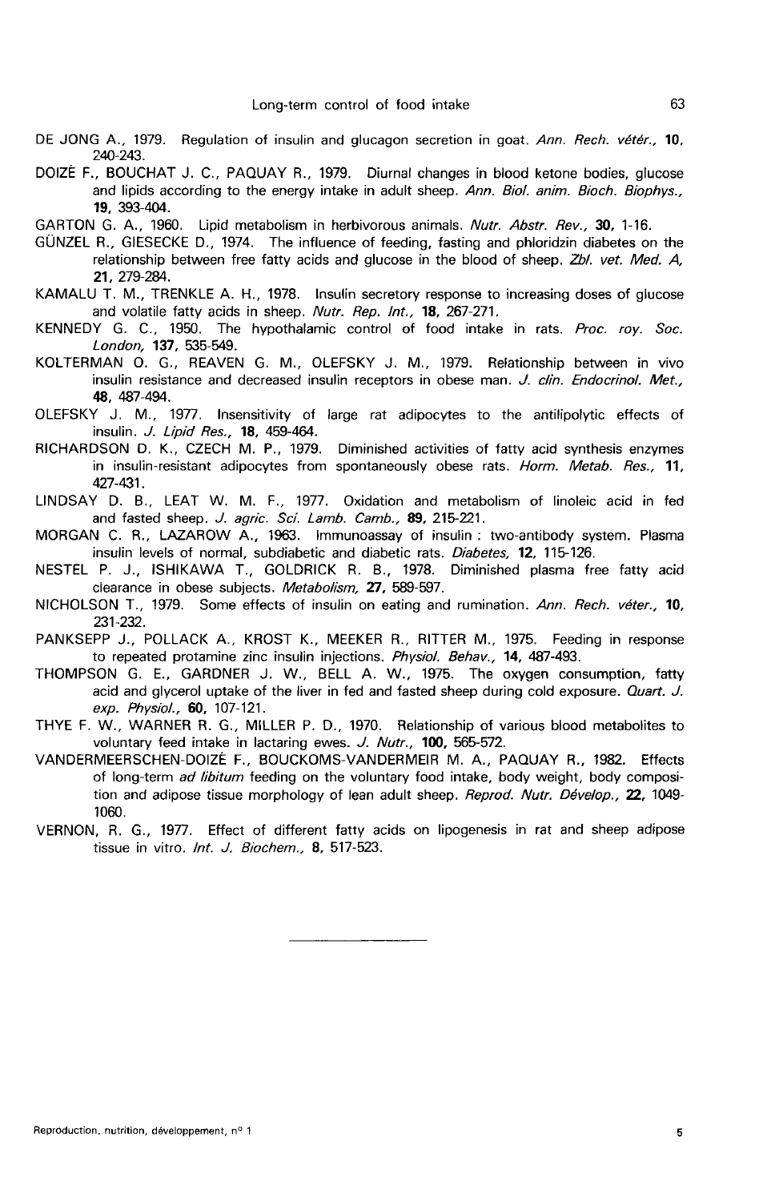DE JONG A., 1979. Regulation of insulin and glucagon secretion in goat. *Ann. Rech. vétér.*, **10**, 240-243.

DOIZÉ F., BOUCHAT J. C., PAQUAY R., 1979. Diurnal changes in blood ketone bodies, glucose and lipids according to the energy intake in adult sheep. *Ann. Biol. anim. Bioch. Biophys.*, **19**, 393-404.

GARTON G. A., 1960. Lipid metabolism in herbivorous animals. *Nutr. Abstr. Rev.*, **30**, 1-16.

GÜNZEL R., GIESECKE D., 1974. The influence of feeding, fasting and phloridzin diabetes on the relationship between free fatty acids and glucose in the blood of sheep. *Zbl. vet. Med. A*, **21**, 279-284.

KAMALU T. M., TRENKLE A. H., 1978. Insulin secretory response to increasing doses of glucose and volatile fatty acids in sheep. *Nutr. Rep. Int.*, **18**, 267-271.

KENNEDY G. C., 1950. The hypothalamic control of food intake in rats. *Proc. roy. Soc. London*, **137**, 535-549.

KOLTERMAN O. G., REAVEN G. M., OLEFSKY J. M., 1979. Relationship between in vivo insulin resistance and decreased insulin receptors in obese man. *J. clin. Endocrinol. Met.*, **48**, 487-494.

OLEFSKY J. M., 1977. Insensitivity of large rat adipocytes to the antilipolytic effects of insulin. *J. Lipid Res.*, **18**, 459-464.

RICHARDSON D. K., CZECH M. P., 1979. Diminished activities of fatty acid synthesis enzymes in insulin-resistant adipocytes from spontaneously obese rats. *Horm. Metab. Res.*, **11**, 427-431.

LINDSAY D. B., LEAT W. M. F., 1977. Oxidation and metabolism of linoleic acid in fed and fasted sheep. *J. agric. Sci. Lamb. Camb.*, **89**, 215-221.

MORGAN C. R., LAZAROW A., 1963. Immunoassay of insulin : two-antibody system. Plasma insulin levels of normal, subdiabetic and diabetic rats. *Diabetes*, **12**, 115-126.

NESTEL P. J., ISHIKAWA T., GOLDRICK R. B., 1978. Diminished plasma free fatty acid clearance in obese subjects. *Metabolism*, **27**, 589-597.

NICHOLSON T., 1979. Some effects of insulin on eating and rumination. *Ann. Rech. véter.*, **10**, 231-232.

PANKSEPP J., POLLACK A., KROST K., MEEKER R., RITTER M., 1975. Feeding in response to repeated protamine zinc insulin injections. *Physiol. Behav.*, **14**, 487-493.

THOMPSON G. E., GARDNER J. W., BELL A. W., 1975. The oxygen consumption, fatty acid and glycerol uptake of the liver in fed and fasted sheep during cold exposure. *Quart. J. exp. Physiol.*, **60**, 107-121.

THYE F. W., WARNER R. G., MILLER P. D., 1970. Relationship of various blood metabolites to voluntary feed intake in lactating ewes. *J. Nutr.*, **100**, 565-572.

VANDERMEERSCHEN-DOIZÉ F., BOUCKOMS-VANDERMEIR M. A., PAQUAY R., 1982. Effects of long-term *ad libitum* feeding on the voluntary food intake, body weight, body composition and adipose tissue morphology of lean adult sheep. *Reprod. Nutr. Dévelop.*, **22**, 1049-1060.

VERNON, R. G., 1977. Effect of different fatty acids on lipogenesis in rat and sheep adipose tissue in vitro. *Int. J. Biochem.*, **8**, 517-523.